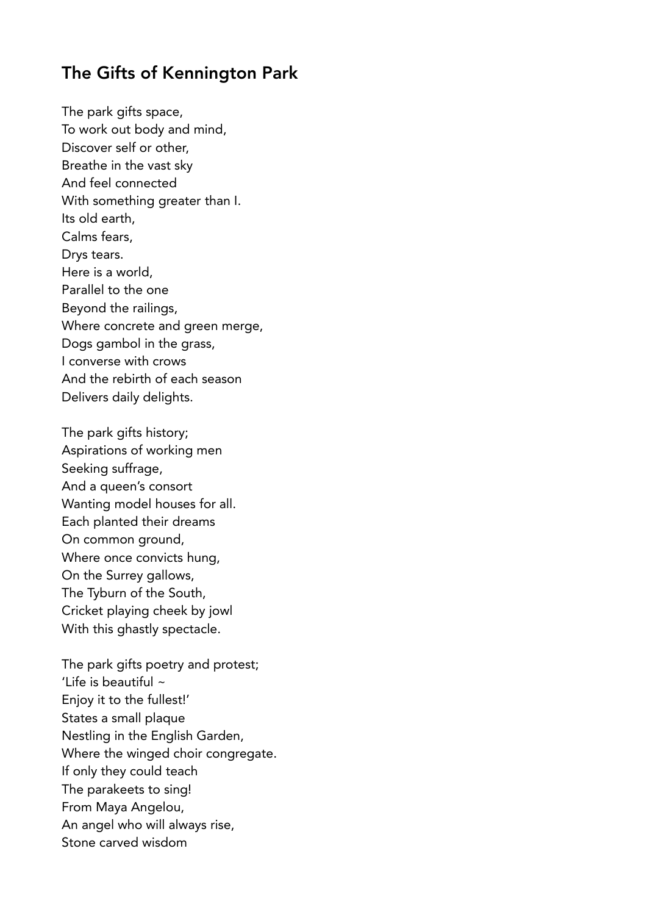## The Gifts of Kennington Park

The park gifts space,  
To work out body and mind,  
Discover self or other,  
Breathe in the vast sky  
And feel connected  
With something greater than I.  
Its old earth,  
Calms fears,  
Drys tears.  
Here is a world,  
Parallel to the one  
Beyond the railings,  
Where concrete and green merge,  
Dogs gambol in the grass,  
I converse with crows  
And the rebirth of each season  
Delivers daily delights.

The park gifts history;  
Aspirations of working men  
Seeking suffrage,  
And a queen's consort  
Wanting model houses for all.  
Each planted their dreams  
On common ground,  
Where once convicts hung,  
On the Surrey gallows,  
The Tyburn of the South,  
Cricket playing cheek by jowl  
With this ghastly spectacle.

The park gifts poetry and protest;  
'Life is beautiful ~  
Enjoy it to the fullest!'  
States a small plaque  
Nestling in the English Garden,  
Where the winged choir congregate.  
If only they could teach  
The parakeets to sing!  
From Maya Angelou,  
An angel who will always rise,  
Stone carved wisdom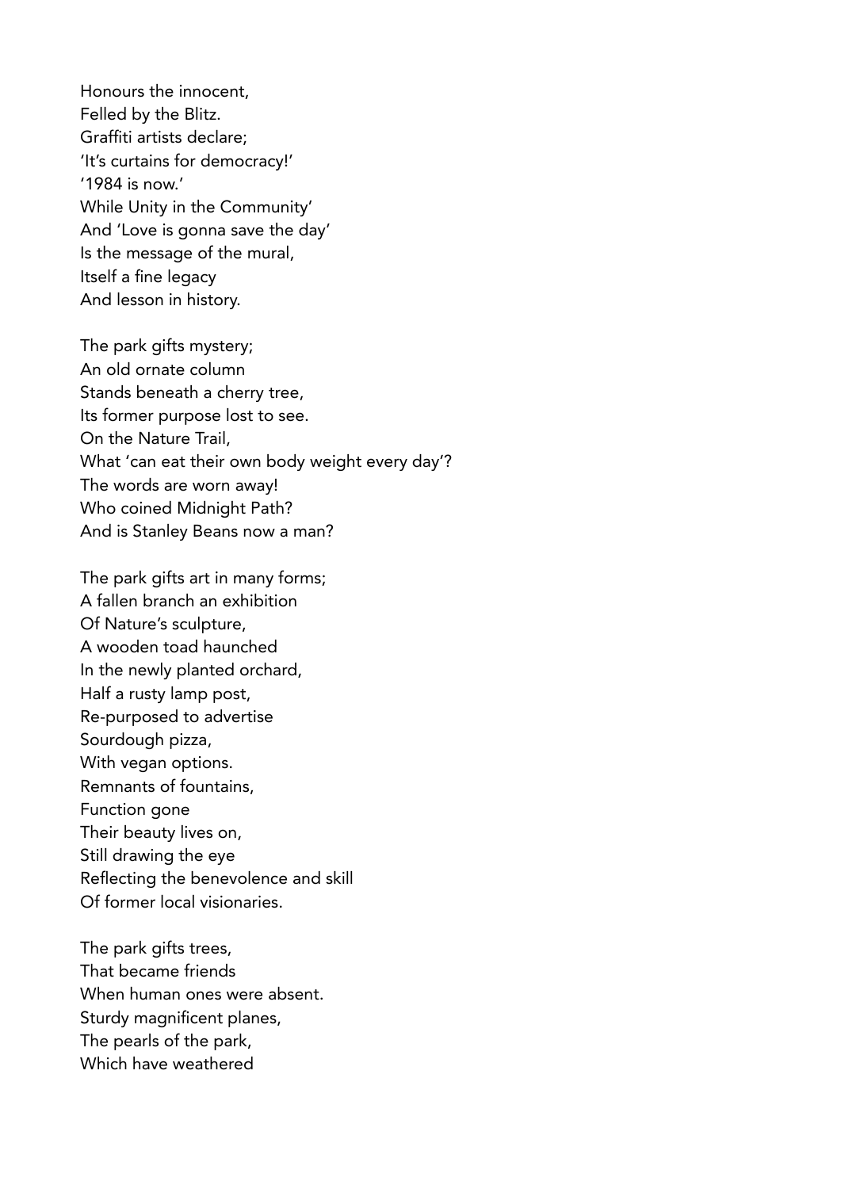Honours the innocent,  
Felled by the Blitz.  
Graffiti artists declare;  
'It's curtains for democracy!'  
'1984 is now.'  
While Unity in the Community'  
And 'Love is gonna save the day'  
Is the message of the mural,  
Itself a fine legacy  
And lesson in history.

The park gifts mystery;  
An old ornate column  
Stands beneath a cherry tree,  
Its former purpose lost to see.  
On the Nature Trail,  
What 'can eat their own body weight every day'?  
The words are worn away!  
Who coined Midnight Path?  
And is Stanley Beans now a man?

The park gifts art in many forms;  
A fallen branch an exhibition  
Of Nature's sculpture,  
A wooden toad haunched  
In the newly planted orchard,  
Half a rusty lamp post,  
Re-purposed to advertise  
Sourdough pizza,  
With vegan options.  
Remnants of fountains,  
Function gone  
Their beauty lives on,  
Still drawing the eye  
Reflecting the benevolence and skill  
Of former local visionaries.

The park gifts trees,  
That became friends  
When human ones were absent.  
Sturdy magnificent planes,  
The pearls of the park,  
Which have weathered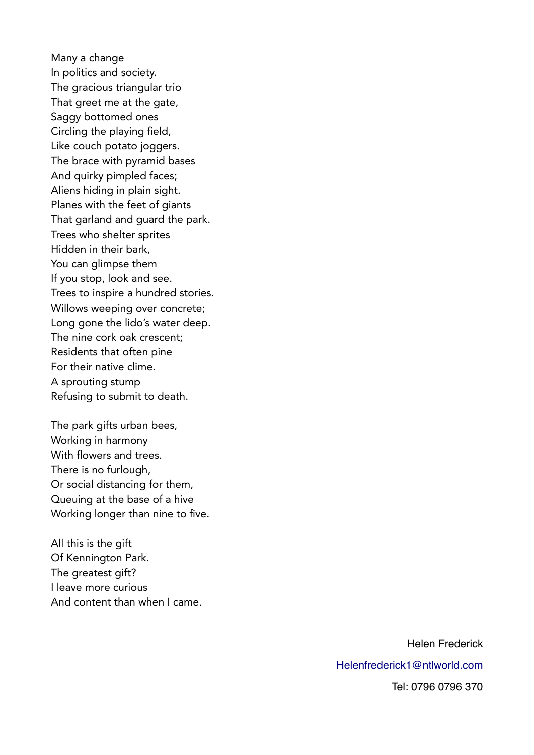Many a change  
In politics and society.  
The gracious triangular trio  
That greet me at the gate,  
Saggy bottomed ones  
Circling the playing field,  
Like couch potato joggers.  
The brace with pyramid bases  
And quirky pimpled faces;  
Aliens hiding in plain sight.  
Planes with the feet of giants  
That garland and guard the park.  
Trees who shelter sprites  
Hidden in their bark,  
You can glimpse them  
If you stop, look and see.  
Trees to inspire a hundred stories.  
Willows weeping over concrete;  
Long gone the lido's water deep.  
The nine cork oak crescent;  
Residents that often pine  
For their native clime.  
A sprouting stump  
Refusing to submit to death.

The park gifts urban bees,  
Working in harmony  
With flowers and trees.  
There is no furlough,  
Or social distancing for them,  
Queuing at the base of a hive  
Working longer than nine to five.

All this is the gift  
Of Kennington Park.  
The greatest gift?  
I leave more curious  
And content than when I came.

Helen Frederick

Helenfrederick1@ntlworld.com

Tel: 0796 0796 370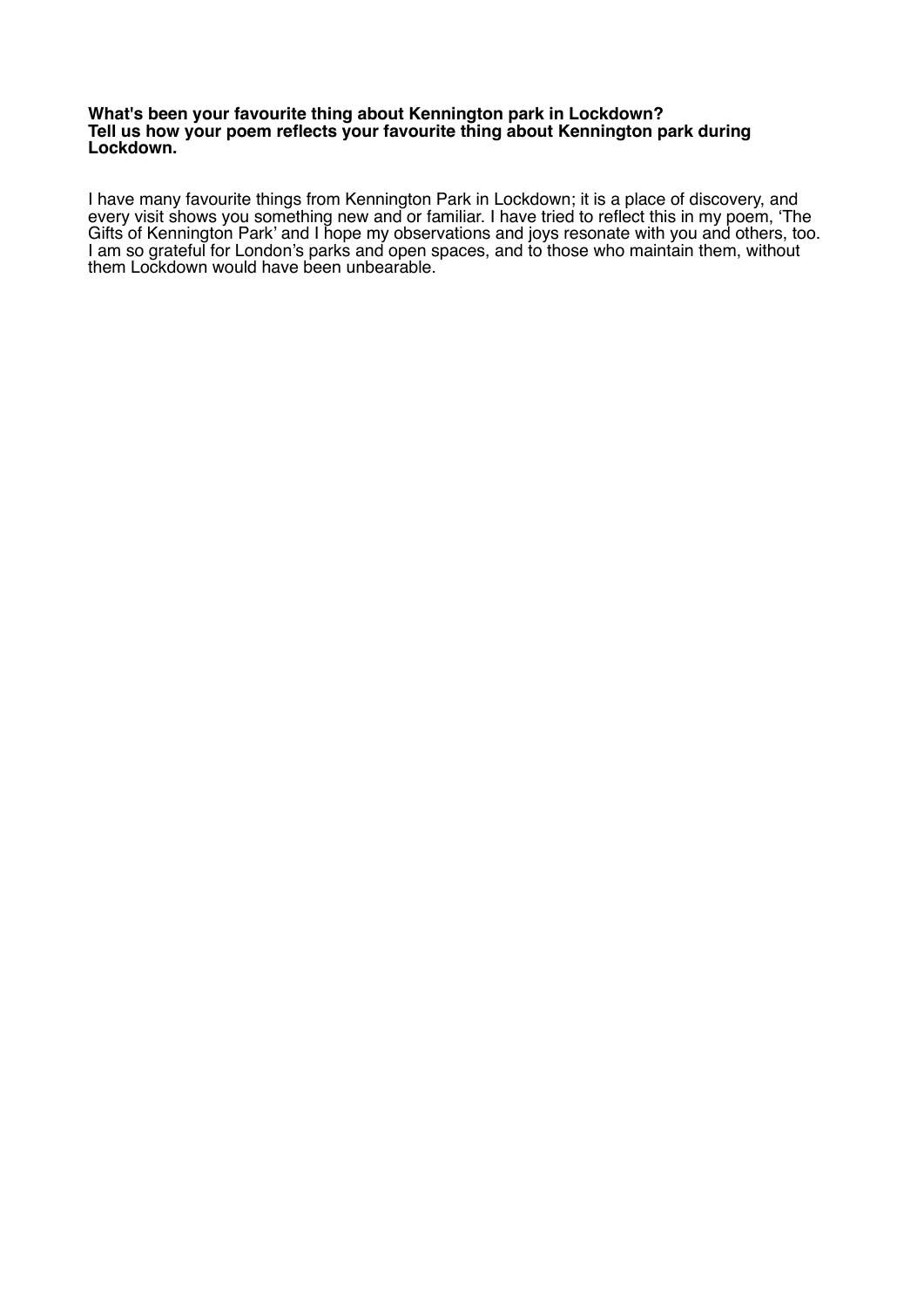**What's been your favourite thing about Kennington park in Lockdown?**
**Tell us how your poem reflects your favourite thing about Kennington park during Lockdown.**

I have many favourite things from Kennington Park in Lockdown; it is a place of discovery, and every visit shows you something new and or familiar. I have tried to reflect this in my poem, 'The Gifts of Kennington Park' and I hope my observations and joys resonate with you and others, too. I am so grateful for London's parks and open spaces, and to those who maintain them, without them Lockdown would have been unbearable.